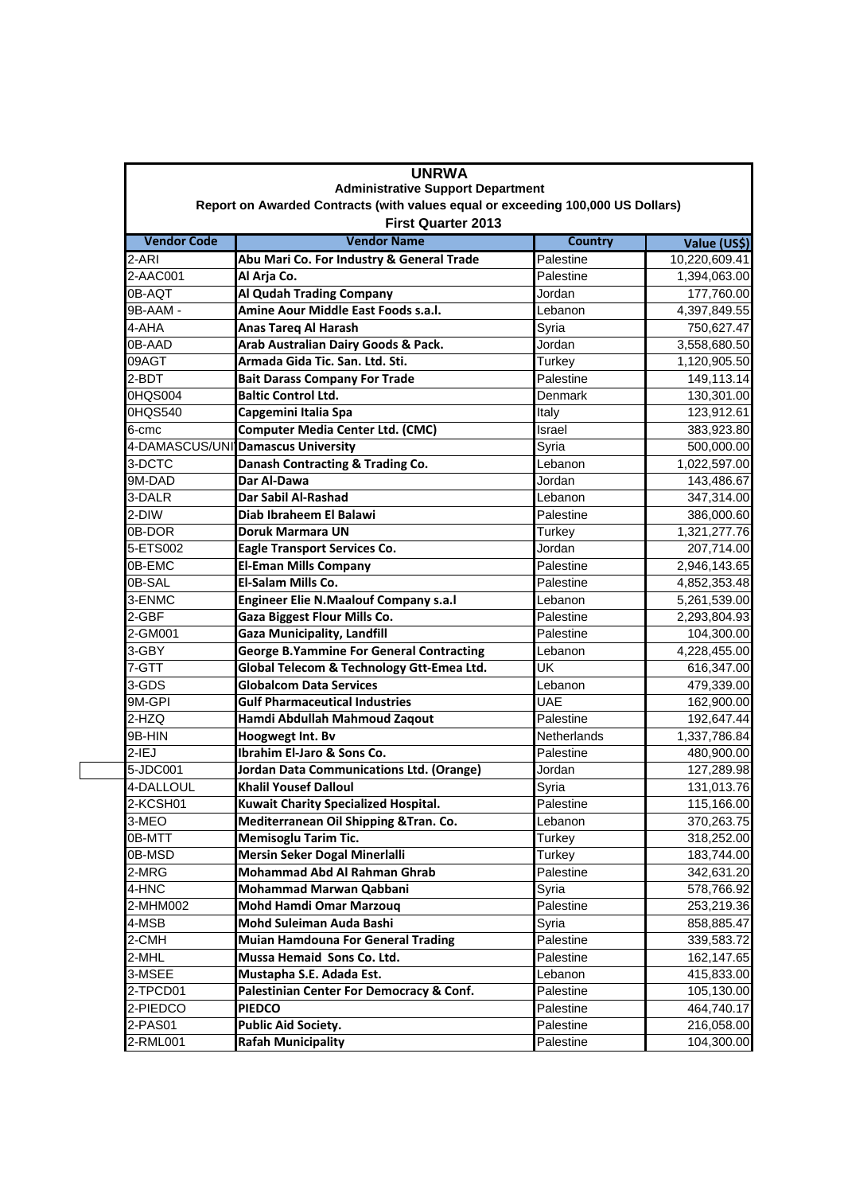# UNRWA

## Administrative Support Department

### Report on Awarded Contracts (with values equal or exceeding 100,000 US Dollars)

### First Quarter 2013

| Vendor Code | Vendor Name | Country | Value (US$) |
|---|---|---|---|
| 2-ARI | **Abu Mari Co. For Industry & General Trade** | Palestine | 10,220,609.41 |
| 2-AAC001 | **Al Arja Co.** | Palestine | 1,394,063.00 |
| 0B-AQT | **Al Qudah Trading Company** | Jordan | 177,760.00 |
| 9B-AAM - | **Amine Aour Middle East Foods s.a.l.** | Lebanon | 4,397,849.55 |
| 4-AHA | **Anas Tareq Al Harash** | Syria | 750,627.47 |
| 0B-AAD | **Arab Australian Dairy Goods & Pack.** | Jordan | 3,558,680.50 |
| 09AGT | **Armada Gida Tic. San. Ltd. Sti.** | Turkey | 1,120,905.50 |
| 2-BDT | **Bait Darass Company For Trade** | Palestine | 149,113.14 |
| 0HQS004 | **Baltic Control Ltd.** | Denmark | 130,301.00 |
| 0HQS540 | **Capgemini Italia Spa** | Italy | 123,912.61 |
| 6-cmc | **Computer Media Center Ltd. (CMC)** | Israel | 383,923.80 |
| 4-DAMASCUS/UNI | **Damascus University** | Syria | 500,000.00 |
| 3-DCTC | **Danash Contracting & Trading Co.** | Lebanon | 1,022,597.00 |
| 9M-DAD | **Dar Al-Dawa** | Jordan | 143,486.67 |
| 3-DALR | **Dar Sabil Al-Rashad** | Lebanon | 347,314.00 |
| 2-DIW | **Diab Ibraheem El Balawi** | Palestine | 386,000.60 |
| 0B-DOR | **Doruk Marmara UN** | Turkey | 1,321,277.76 |
| 5-ETS002 | **Eagle Transport Services Co.** | Jordan | 207,714.00 |
| 0B-EMC | **El-Eman Mills Company** | Palestine | 2,946,143.65 |
| 0B-SAL | **El-Salam Mills Co.** | Palestine | 4,852,353.48 |
| 3-ENMC | **Engineer Elie N.Maalouf Company s.a.l** | Lebanon | 5,261,539.00 |
| 2-GBF | **Gaza Biggest Flour Mills Co.** | Palestine | 2,293,804.93 |
| 2-GM001 | **Gaza Municipality, Landfill** | Palestine | 104,300.00 |
| 3-GBY | **George B.Yammine For General Contracting** | Lebanon | 4,228,455.00 |
| 7-GTT | **Global Telecom & Technology Gtt-Emea Ltd.** | UK | 616,347.00 |
| 3-GDS | **Globalcom Data Services** | Lebanon | 479,339.00 |
| 9M-GPI | **Gulf Pharmaceutical Industries** | UAE | 162,900.00 |
| 2-HZQ | **Hamdi Abdullah Mahmoud Zaqout** | Palestine | 192,647.44 |
| 9B-HIN | **Hoogwegt Int. Bv** | Netherlands | 1,337,786.84 |
| 2-IEJ | **Ibrahim El-Jaro & Sons Co.** | Palestine | 480,900.00 |
| 5-JDC001 | **Jordan Data Communications Ltd. (Orange)** | Jordan | 127,289.98 |
| 4-DALLOUL | **Khalil Yousef Dalloul** | Syria | 131,013.76 |
| 2-KCSH01 | **Kuwait Charity Specialized Hospital.** | Palestine | 115,166.00 |
| 3-MEO | **Mediterranean Oil Shipping &Tran. Co.** | Lebanon | 370,263.75 |
| 0B-MTT | **Memisoglu Tarim Tic.** | Turkey | 318,252.00 |
| 0B-MSD | **Mersin Seker Dogal Minerlalli** | Turkey | 183,744.00 |
| 2-MRG | **Mohammad Abd Al Rahman Ghrab** | Palestine | 342,631.20 |
| 4-HNC | **Mohammad Marwan Qabbani** | Syria | 578,766.92 |
| 2-MHM002 | **Mohd Hamdi Omar Marzouq** | Palestine | 253,219.36 |
| 4-MSB | **Mohd Suleiman Auda Bashi** | Syria | 858,885.47 |
| 2-CMH | **Muian Hamdouna For General Trading** | Palestine | 339,583.72 |
| 2-MHL | **Mussa Hemaid Sons Co. Ltd.** | Palestine | 162,147.65 |
| 3-MSEE | **Mustapha S.E. Adada Est.** | Lebanon | 415,833.00 |
| 2-TPCD01 | **Palestinian Center For Democracy & Conf.** | Palestine | 105,130.00 |
| 2-PIEDCO | **PIEDCO** | Palestine | 464,740.17 |
| 2-PAS01 | **Public Aid Society.** | Palestine | 216,058.00 |
| 2-RML001 | **Rafah Municipality** | Palestine | 104,300.00 |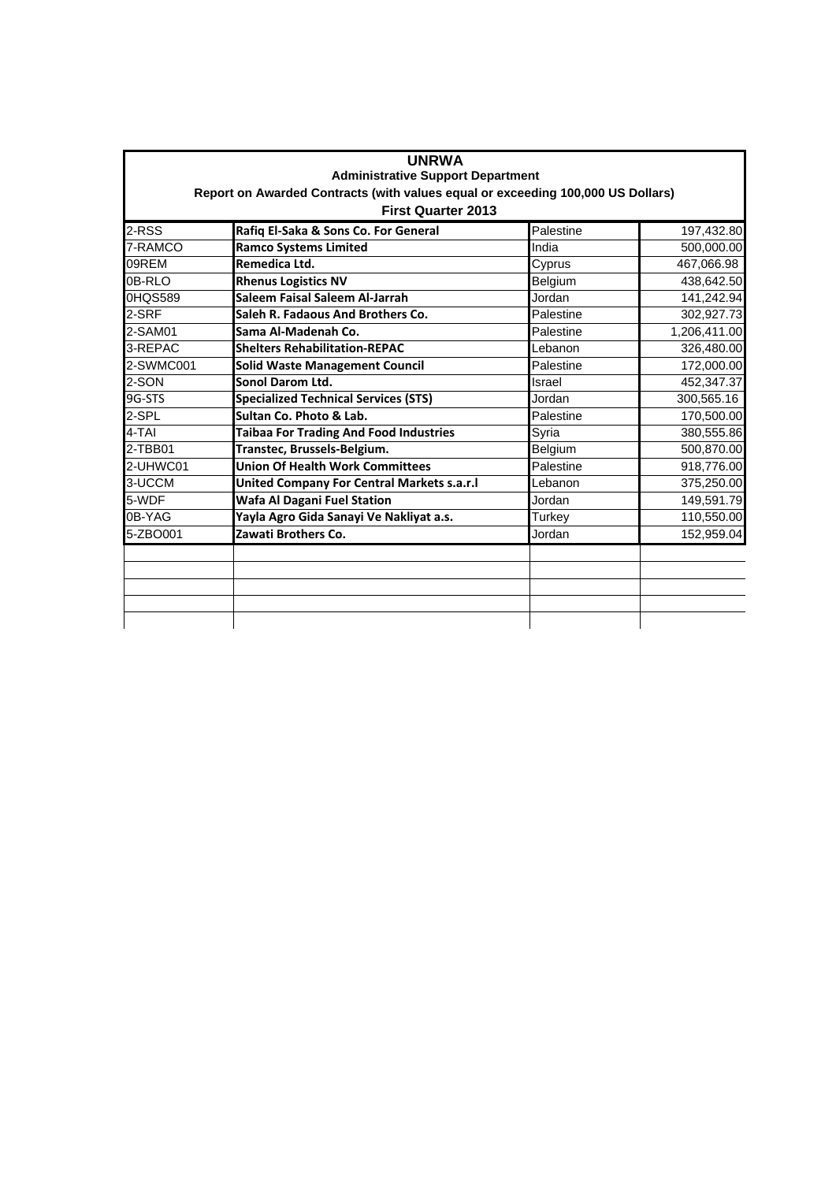**UNRWA**

**Administrative Support Department**

**Report on Awarded Contracts (with values equal or exceeding 100,000 US Dollars)**

**First Quarter 2013**

| | | | |
|---|---|---|---|
| 2-RSS | **Rafiq El-Saka & Sons Co. For General** | Palestine | 197,432.80 |
| 7-RAMCO | **Ramco Systems Limited** | India | 500,000.00 |
| 09REM | **Remedica Ltd.** | Cyprus | 467,066.98 |
| 0B-RLO | **Rhenus Logistics NV** | Belgium | 438,642.50 |
| 0HQS589 | **Saleem Faisal Saleem Al-Jarrah** | Jordan | 141,242.94 |
| 2-SRF | **Saleh R. Fadaous And Brothers Co.** | Palestine | 302,927.73 |
| 2-SAM01 | **Sama Al-Madenah Co.** | Palestine | 1,206,411.00 |
| 3-REPAC | **Shelters Rehabilitation-REPAC** | Lebanon | 326,480.00 |
| 2-SWMC001 | **Solid Waste Management Council** | Palestine | 172,000.00 |
| 2-SON | **Sonol Darom Ltd.** | Israel | 452,347.37 |
| 9G-STS | **Specialized Technical Services (STS)** | Jordan | 300,565.16 |
| 2-SPL | **Sultan Co. Photo & Lab.** | Palestine | 170,500.00 |
| 4-TAI | **Taibaa For Trading And Food Industries** | Syria | 380,555.86 |
| 2-TBB01 | **Transtec, Brussels-Belgium.** | Belgium | 500,870.00 |
| 2-UHWC01 | **Union Of Health Work Committees** | Palestine | 918,776.00 |
| 3-UCCM | **United Company For Central Markets s.a.r.l** | Lebanon | 375,250.00 |
| 5-WDF | **Wafa Al Dagani Fuel Station** | Jordan | 149,591.79 |
| 0B-YAG | **Yayla Agro Gida Sanayi Ve Nakliyat a.s.** | Turkey | 110,550.00 |
| 5-ZBO001 | **Zawati Brothers Co.** | Jordan | 152,959.04 |